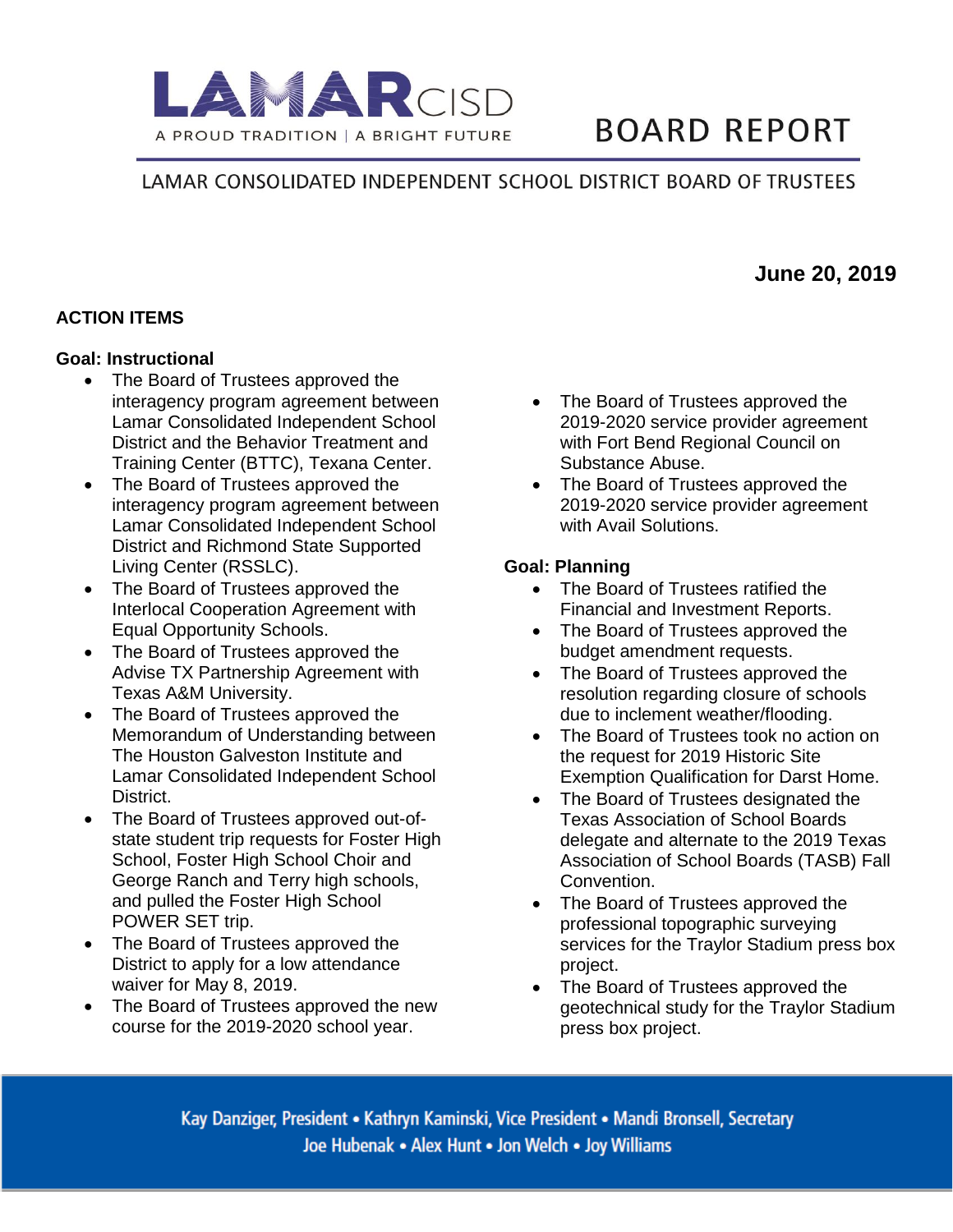LAMAR CISD

A PROUD TRADITION | A BRIGHT FUTURE

# BOARD REPORT

LAMAR CONSOLIDATED INDEPENDENT SCHOOL DISTRICT BOARD OF TRUSTEES

**June 20, 2019**

## ACTION ITEMS

### Goal: Instructional

- The Board of Trustees approved the interagency program agreement between Lamar Consolidated Independent School District and the Behavior Treatment and Training Center (BTTC), Texana Center.
- The Board of Trustees approved the interagency program agreement between Lamar Consolidated Independent School District and Richmond State Supported Living Center (RSSLC).
- The Board of Trustees approved the Interlocal Cooperation Agreement with Equal Opportunity Schools.
- The Board of Trustees approved the Advise TX Partnership Agreement with Texas A&M University.
- The Board of Trustees approved the Memorandum of Understanding between The Houston Galveston Institute and Lamar Consolidated Independent School District.
- The Board of Trustees approved out-of-state student trip requests for Foster High School, Foster High School Choir and George Ranch and Terry high schools, and pulled the Foster High School POWER SET trip.
- The Board of Trustees approved the District to apply for a low attendance waiver for May 8, 2019.
- The Board of Trustees approved the new course for the 2019-2020 school year.
- The Board of Trustees approved the 2019-2020 service provider agreement with Fort Bend Regional Council on Substance Abuse.
- The Board of Trustees approved the 2019-2020 service provider agreement with Avail Solutions.

### Goal: Planning

- The Board of Trustees ratified the Financial and Investment Reports.
- The Board of Trustees approved the budget amendment requests.
- The Board of Trustees approved the resolution regarding closure of schools due to inclement weather/flooding.
- The Board of Trustees took no action on the request for 2019 Historic Site Exemption Qualification for Darst Home.
- The Board of Trustees designated the Texas Association of School Boards delegate and alternate to the 2019 Texas Association of School Boards (TASB) Fall Convention.
- The Board of Trustees approved the professional topographic surveying services for the Traylor Stadium press box project.
- The Board of Trustees approved the geotechnical study for the Traylor Stadium press box project.

Kay Danziger, President • Kathryn Kaminski, Vice President • Mandi Bronsell, Secretary
Joe Hubenak • Alex Hunt • Jon Welch • Joy Williams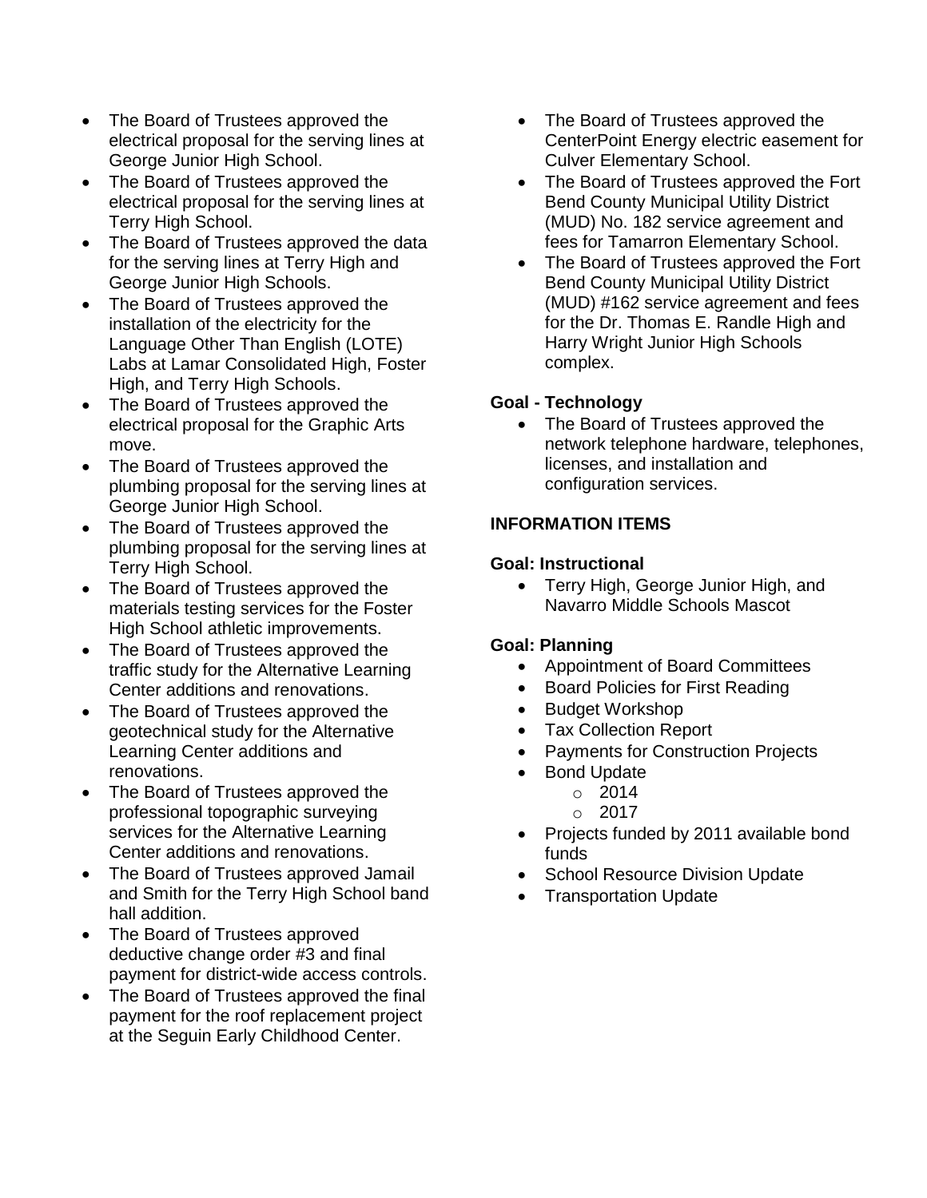- The Board of Trustees approved the electrical proposal for the serving lines at George Junior High School.
- The Board of Trustees approved the electrical proposal for the serving lines at Terry High School.
- The Board of Trustees approved the data for the serving lines at Terry High and George Junior High Schools.
- The Board of Trustees approved the installation of the electricity for the Language Other Than English (LOTE) Labs at Lamar Consolidated High, Foster High, and Terry High Schools.
- The Board of Trustees approved the electrical proposal for the Graphic Arts move.
- The Board of Trustees approved the plumbing proposal for the serving lines at George Junior High School.
- The Board of Trustees approved the plumbing proposal for the serving lines at Terry High School.
- The Board of Trustees approved the materials testing services for the Foster High School athletic improvements.
- The Board of Trustees approved the traffic study for the Alternative Learning Center additions and renovations.
- The Board of Trustees approved the geotechnical study for the Alternative Learning Center additions and renovations.
- The Board of Trustees approved the professional topographic surveying services for the Alternative Learning Center additions and renovations.
- The Board of Trustees approved Jamail and Smith for the Terry High School band hall addition.
- The Board of Trustees approved deductive change order #3 and final payment for district-wide access controls.
- The Board of Trustees approved the final payment for the roof replacement project at the Seguin Early Childhood Center.
- The Board of Trustees approved the CenterPoint Energy electric easement for Culver Elementary School.
- The Board of Trustees approved the Fort Bend County Municipal Utility District (MUD) No. 182 service agreement and fees for Tamarron Elementary School.
- The Board of Trustees approved the Fort Bend County Municipal Utility District (MUD) #162 service agreement and fees for the Dr. Thomas E. Randle High and Harry Wright Junior High Schools complex.

**Goal - Technology**

- The Board of Trustees approved the network telephone hardware, telephones, licenses, and installation and configuration services.

**INFORMATION ITEMS**

**Goal: Instructional**

- Terry High, George Junior High, and Navarro Middle Schools Mascot

**Goal: Planning**

- Appointment of Board Committees
- Board Policies for First Reading
- Budget Workshop
- Tax Collection Report
- Payments for Construction Projects
- Bond Update
  - 2014
  - 2017
- Projects funded by 2011 available bond funds
- School Resource Division Update
- Transportation Update